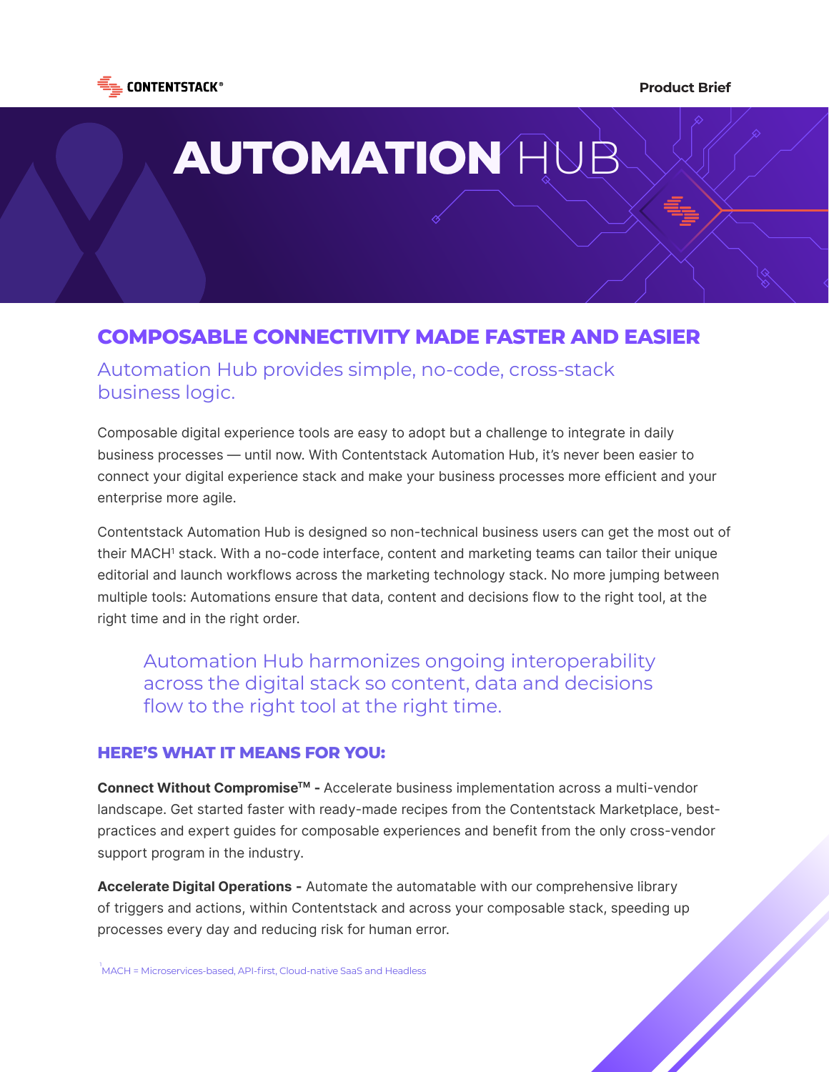CONTENTSTACK®

Product Brief

# AUTOMATION HUB

## COMPOSABLE CONNECTIVITY MADE FASTER AND EASIER

### Automation Hub provides simple, no-code, cross-stack business logic.

Composable digital experience tools are easy to adopt but a challenge to integrate in daily business processes — until now. With Contentstack Automation Hub, it's never been easier to connect your digital experience stack and make your business processes more efficient and your enterprise more agile.

Contentstack Automation Hub is designed so non-technical business users can get the most out of their MACH[1] stack. With a no-code interface, content and marketing teams can tailor their unique editorial and launch workflows across the marketing technology stack. No more jumping between multiple tools: Automations ensure that data, content and decisions flow to the right tool, at the right time and in the right order.

> Automation Hub harmonizes ongoing interoperability across the digital stack so content, data and decisions flow to the right tool at the right time.

## HERE'S WHAT IT MEANS FOR YOU:

**Connect Without Compromise™ -** Accelerate business implementation across a multi-vendor landscape. Get started faster with ready-made recipes from the Contentstack Marketplace, best-practices and expert guides for composable experiences and benefit from the only cross-vendor support program in the industry.

**Accelerate Digital Operations -** Automate the automatable with our comprehensive library of triggers and actions, within Contentstack and across your composable stack, speeding up processes every day and reducing risk for human error.

[1] MACH = Microservices-based, API-first, Cloud-native SaaS and Headless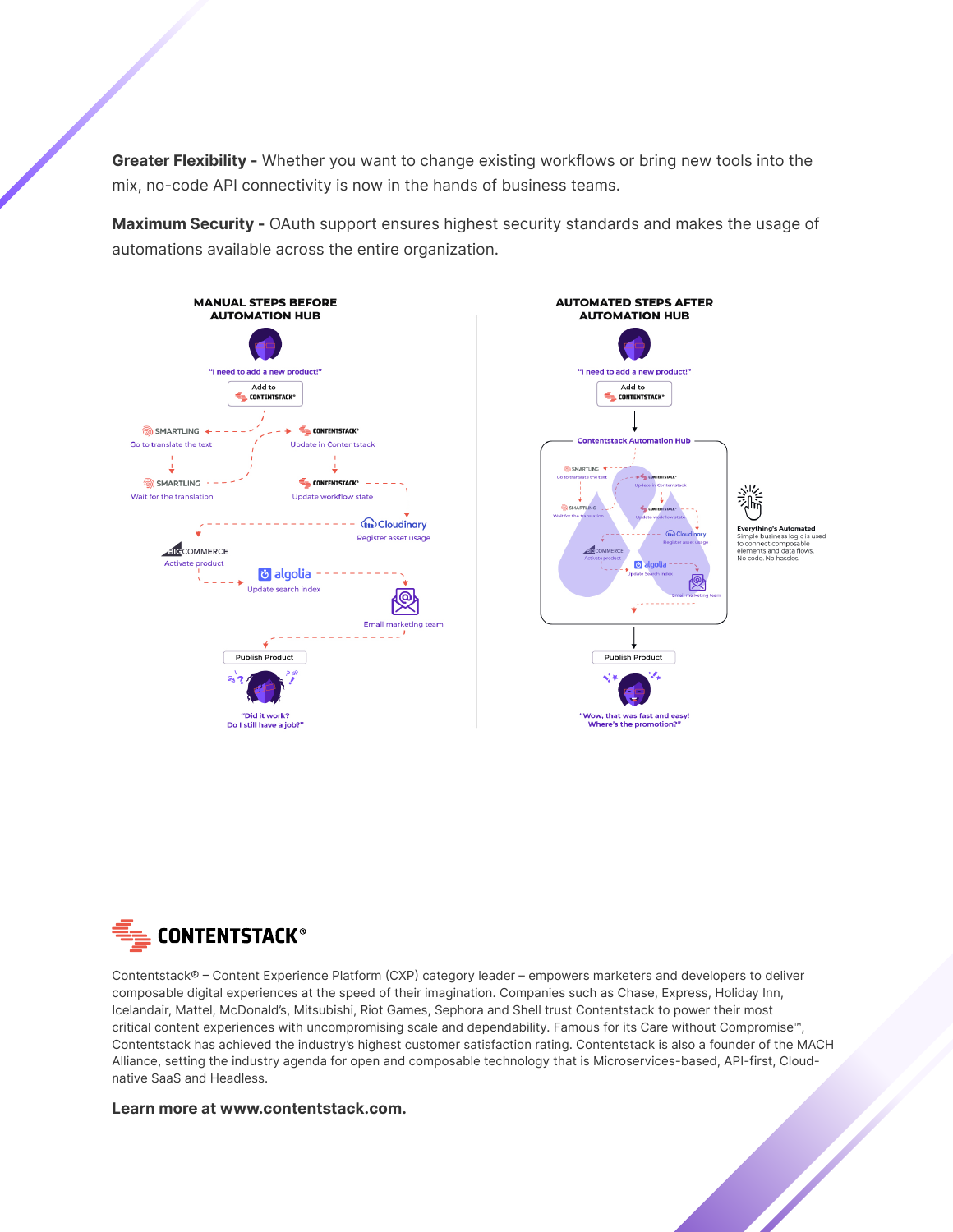**Greater Flexibility -** Whether you want to change existing workflows or bring new tools into the mix, no-code API connectivity is now in the hands of business teams.

**Maximum Security -** OAuth support ensures highest security standards and makes the usage of automations available across the entire organization.

MANUAL STEPS BEFORE AUTOMATION HUB

"I need to add a new product!"

Add to CONTENTSTACK

SMARTLING
Go to translate the text

CONTENTSTACK
Update in Contentstack

SMARTLING
Wait for the translation

CONTENTSTACK
Update workflow state

Cloudinary
Register asset usage

BIGCOMMERCE
Activate product

algolia
Update search index

Email marketing team

Publish Product

"Did it work? Do I still have a job?"

AUTOMATED STEPS AFTER AUTOMATION HUB

"I need to add a new product!"

Add to CONTENTSTACK

Contentstack Automation Hub

SMARTLING
Go to translate the text

CONTENTSTACK
Update in Contentstack

SMARTLING
Wait for the translation

CONTENTSTACK
Update workflow state

Cloudinary
Register asset usage

BIGCOMMERCE
Activate product

algolia
Update Search index

Email marketing team

Everything's Automated
Simple business logic is used to connect composable elements and data flows. No code. No hassles.

Publish Product

"Wow, that was fast and easy! Where's the promotion?"

CONTENTSTACK®

Contentstack® – Content Experience Platform (CXP) category leader – empowers marketers and developers to deliver composable digital experiences at the speed of their imagination. Companies such as Chase, Express, Holiday Inn, Icelandair, Mattel, McDonald's, Mitsubishi, Riot Games, Sephora and Shell trust Contentstack to power their most critical content experiences with uncompromising scale and dependability. Famous for its Care without Compromise™, Contentstack has achieved the industry's highest customer satisfaction rating. Contentstack is also a founder of the MACH Alliance, setting the industry agenda for open and composable technology that is Microservices-based, API-first, Cloud-native SaaS and Headless.

**Learn more at www.contentstack.com.**